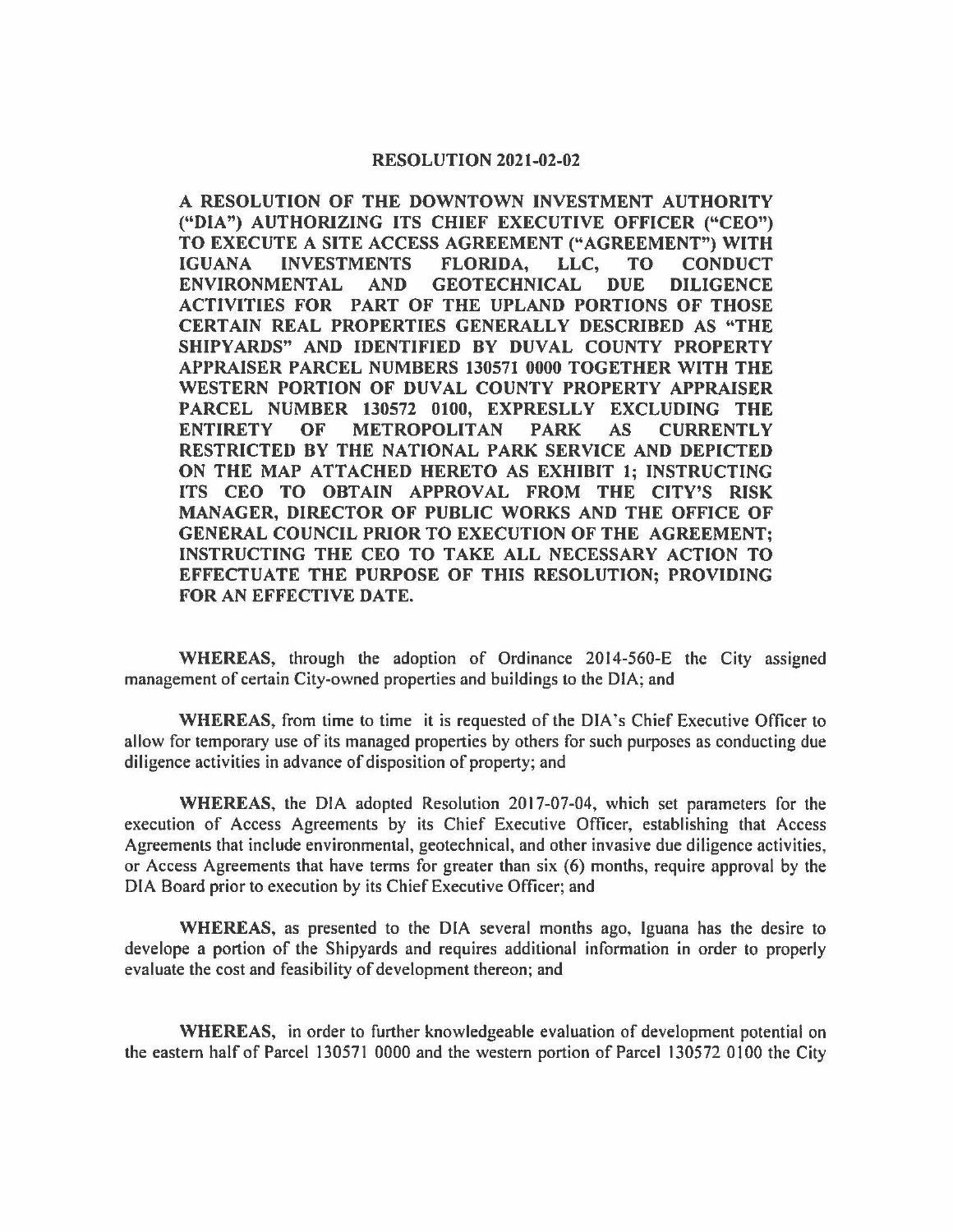# RESOLUTION 2021-02-02

**A RESOLUTION OF THE DOWNTOWN INVESTMENT AUTHORITY ("DIA") AUTHORIZING ITS CHIEF EXECUTIVE OFFICER ("CEO") TO EXECUTE A SITE ACCESS AGREEMENT ("AGREEMENT") WITH IGUANA INVESTMENTS FLORIDA, LLC, TO CONDUCT ENVIRONMENTAL AND GEOTECHNICAL DUE DILIGENCE ACTIVITIES FOR PART OF THE UPLAND PORTIONS OF THOSE CERTAIN REAL PROPERTIES GENERALLY DESCRIBED AS "THE SHIPYARDS" AND IDENTIFIED BY DUVAL COUNTY PROPERTY APPRAISER PARCEL NUMBERS 130571 0000 TOGETHER WITH THE WESTERN PORTION OF DUVAL COUNTY PROPERTY APPRAISER PARCEL NUMBER 130572 0100, EXPRESLLY EXCLUDING THE ENTIRETY OF METROPOLITAN PARK AS CURRENTLY RESTRICTED BY THE NATIONAL PARK SERVICE AND DEPICTED ON THE MAP ATTACHED HERETO AS EXHIBIT 1; INSTRUCTING ITS CEO TO OBTAIN APPROVAL FROM THE CITY'S RISK MANAGER, DIRECTOR OF PUBLIC WORKS AND THE OFFICE OF GENERAL COUNCIL PRIOR TO EXECUTION OF THE AGREEMENT; INSTRUCTING THE CEO TO TAKE ALL NECESSARY ACTION TO EFFECTUATE THE PURPOSE OF THIS RESOLUTION; PROVIDING FOR AN EFFECTIVE DATE.**

**WHEREAS**, through the adoption of Ordinance 2014-560-E the City assigned management of certain City-owned properties and buildings to the DIA; and

**WHEREAS**, from time to time it is requested of the DIA's Chief Executive Officer to allow for temporary use of its managed properties by others for such purposes as conducting due diligence activities in advance of disposition of property; and

**WHEREAS**, the DIA adopted Resolution 2017-07-04, which set parameters for the execution of Access Agreements by its Chief Executive Officer, establishing that Access Agreements that include environmental, geotechnical, and other invasive due diligence activities, or Access Agreements that have terms for greater than six (6) months, require approval by the DIA Board prior to execution by its Chief Executive Officer; and

**WHEREAS**, as presented to the DIA several months ago, Iguana has the desire to develope a portion of the Shipyards and requires additional information in order to properly evaluate the cost and feasibility of development thereon; and

**WHEREAS**, in order to further knowledgeable evaluation of development potential on the eastern half of Parcel 130571 0000 and the western portion of Parcel 130572 0100 the City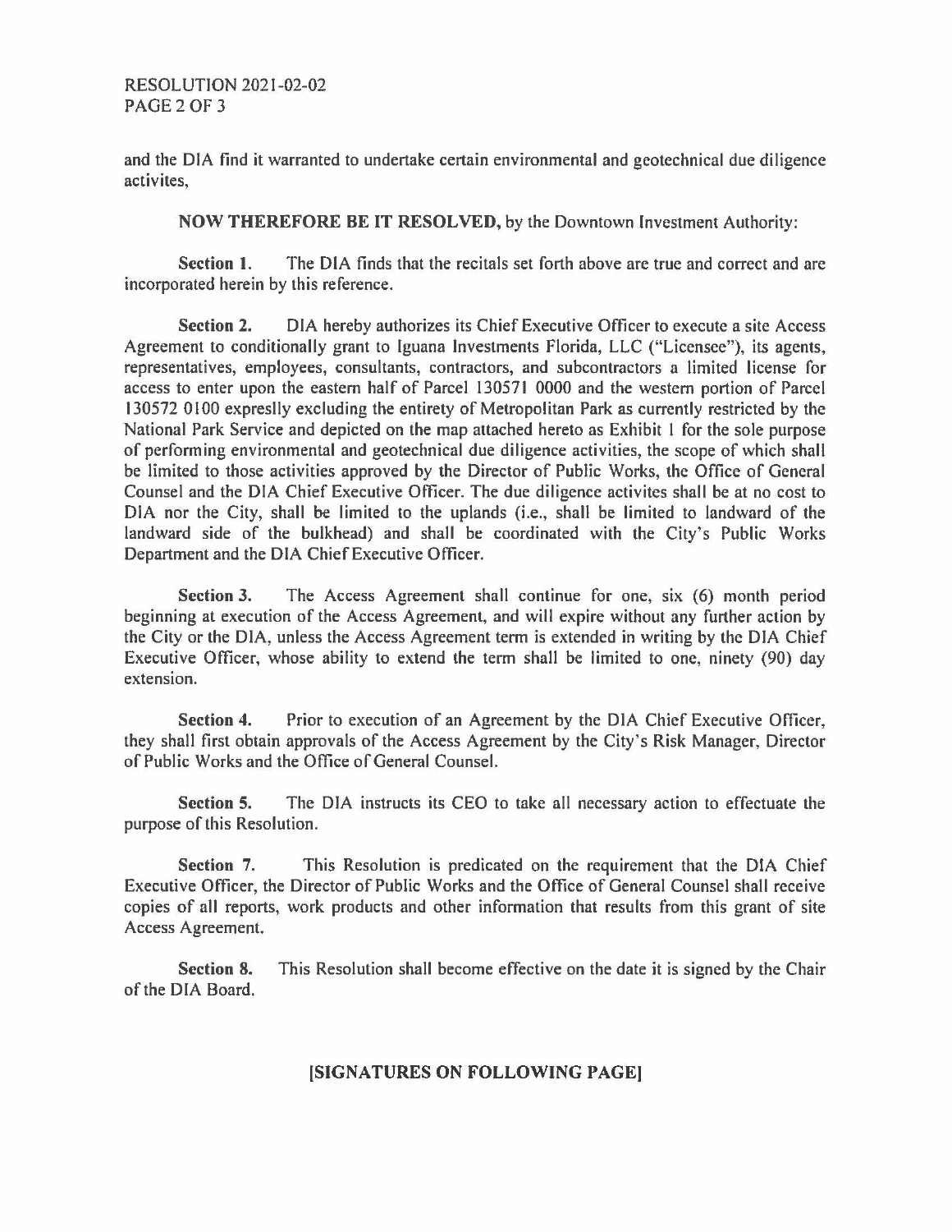and the DIA find it warranted to undertake certain environmental and geotechnical due diligence activites,

**NOW THEREFORE BE IT RESOLVED,** by the Downtown Investment Authority:

**Section 1.** The DIA finds that the recitals set forth above are true and correct and are incorporated herein by this reference.

**Section 2.** DIA hereby authorizes its Chief Executive Officer to execute a site Access Agreement to conditionally grant to Iguana Investments Florida, LLC ("Licensee"), its agents, representatives, employees, consultants, contractors, and subcontractors a limited license for access to enter upon the eastern half of Parcel 130571 0000 and the western portion of Parcel 130572 0100 expreslly excluding the entirety of Metropolitan Park as currently restricted by the National Park Service and depicted on the map attached hereto as Exhibit 1 for the sole purpose of performing environmental and geotechnical due diligence activities, the scope of which shall be limited to those activities approved by the Director of Public Works, the Office of General Counsel and the DIA Chief Executive Officer. The due diligence activites shall be at no cost to DIA nor the City, shall be limited to the uplands (i.e., shall be limited to landward of the landward side of the bulkhead) and shall be coordinated with the City's Public Works Department and the DIA Chief Executive Officer.

**Section 3.** The Access Agreement shall continue for one, six (6) month period beginning at execution of the Access Agreement, and will expire without any further action by the City or the DIA, unless the Access Agreement term is extended in writing by the DIA Chief Executive Officer, whose ability to extend the term shall be limited to one, ninety (90) day extension.

**Section 4.** Prior to execution of an Agreement by the DIA Chief Executive Officer, they shall first obtain approvals of the Access Agreement by the City's Risk Manager, Director of Public Works and the Office of General Counsel.

**Section 5.** The DIA instructs its CEO to take all necessary action to effectuate the purpose of this Resolution.

**Section 7.** This Resolution is predicated on the requirement that the DIA Chief Executive Officer, the Director of Public Works and the Office of General Counsel shall receive copies of all reports, work products and other information that results from this grant of site Access Agreement.

**Section 8.** This Resolution shall become effective on the date it is signed by the Chair of the DIA Board.

**[SIGNATURES ON FOLLOWING PAGE]**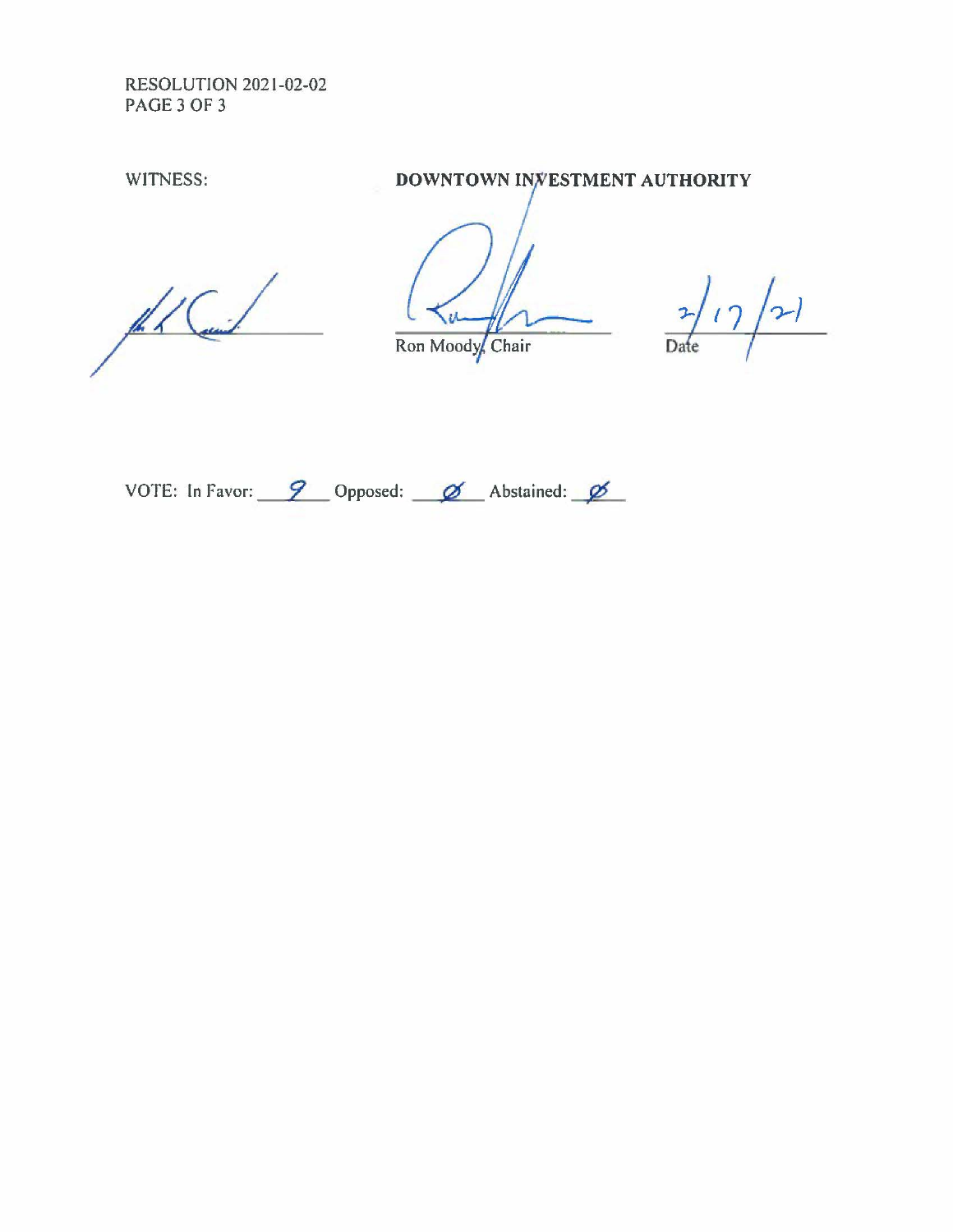WITNESS:

**DOWNTOWN INVESTMENT AUTHORITY**

Ron Moody, Chair

2/17/21

Date

VOTE: In Favor: 9 Opposed: Ø Abstained: Ø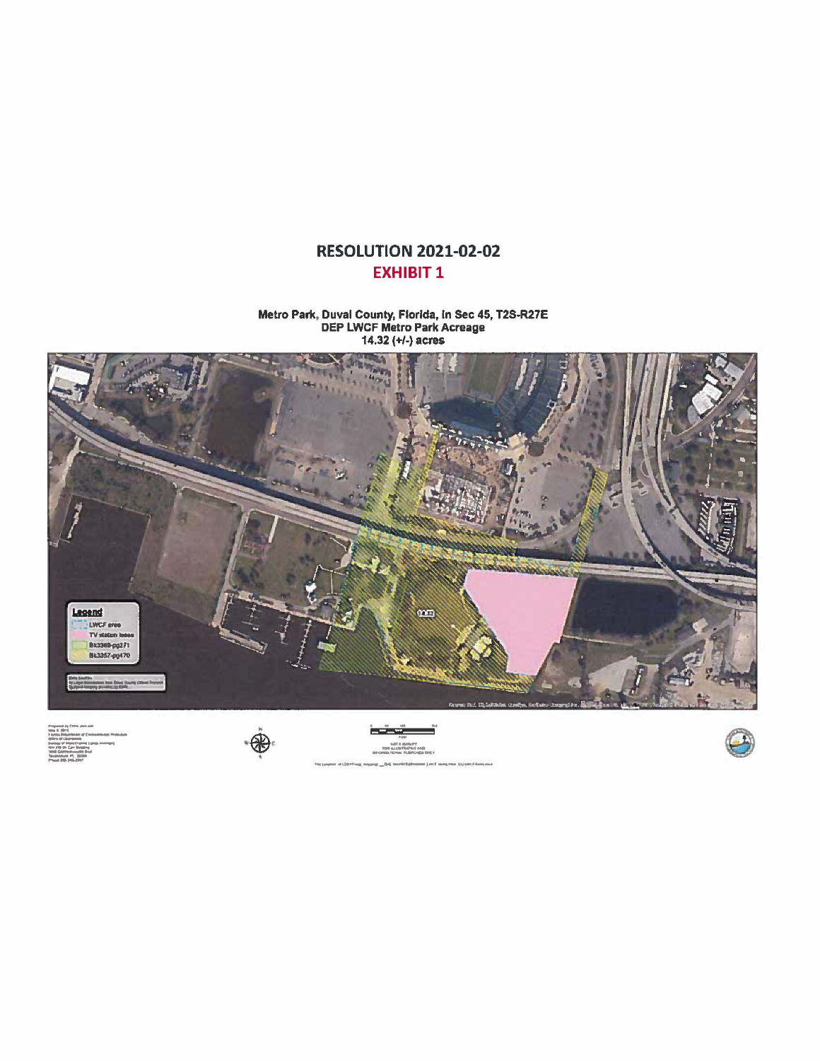# RESOLUTION 2021-02-02

## EXHIBIT 1

**Metro Park, Duval County, Florida, in Sec 45, T2S-R27E**
**DEP LWCF Metro Park Acreage**
**14.32 (+/-) acres**

Legend
LWCF area
TV station lease
Bk3369-pg271
Bk3357-pg470

14.32

NOT A SURVEY
FOR ILLUSTRATIVE AND
INFORMATIONAL PURPOSES ONLY